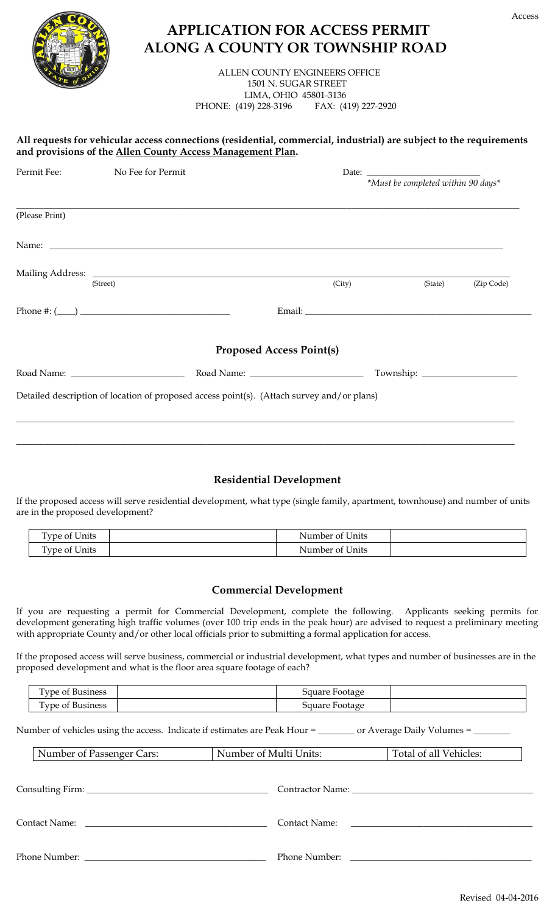Access

# APPLICATION FOR ACCESS PERMIT ALONG A COUNTY OR TOWNSHIP ROAD

ALLEN COUNTY ENGINEERS OFFICE
1501 N. SUGAR STREET
LIMA, OHIO 45801-3136
PHONE: (419) 228-3196 FAX: (419) 227-2920

**All requests for vehicular access connections (residential, commercial, industrial) are subject to the requirements and provisions of the Allen County Access Management Plan.**

Permit Fee: No Fee for Permit

Date: _______________________
*\*Must be completed within 90 days\**

(Please Print)

Name: ____________________________________________________________________

Mailing Address: ____________________________________________________________
(Street) (City) (State) (Zip Code)

Phone #: (____) ______________________ Email: ______________________________

## Proposed Access Point(s)

Road Name: ____________________ Road Name: ____________________ Township: ________________

Detailed description of location of proposed access point(s). (Attach survey and/or plans)

______________________________________________________________________________

______________________________________________________________________________

## Residential Development

If the proposed access will serve residential development, what type (single family, apartment, townhouse) and number of units are in the proposed development?

| Type of Units | | Number of Units | |
|---|---|---|---|
| Type of Units | | Number of Units | |

## Commercial Development

If you are requesting a permit for Commercial Development, complete the following. Applicants seeking permits for development generating high traffic volumes (over 100 trip ends in the peak hour) are advised to request a preliminary meeting with appropriate County and/or other local officials prior to submitting a formal application for access.

If the proposed access will serve business, commercial or industrial development, what types and number of businesses are in the proposed development and what is the floor area square footage of each?

| Type of Business | | Square Footage | |
|---|---|---|---|
| Type of Business | | Square Footage | |

Number of vehicles using the access. Indicate if estimates are Peak Hour = ________ or Average Daily Volumes = ________

| Number of Passenger Cars: | Number of Multi Units: | Total of all Vehicles: |
|---|---|---|

Consulting Firm: ______________________________ Contractor Name: ______________________________

Contact Name: ______________________________ Contact Name: ______________________________

Phone Number: ______________________________ Phone Number: ______________________________

Revised 04-04-2016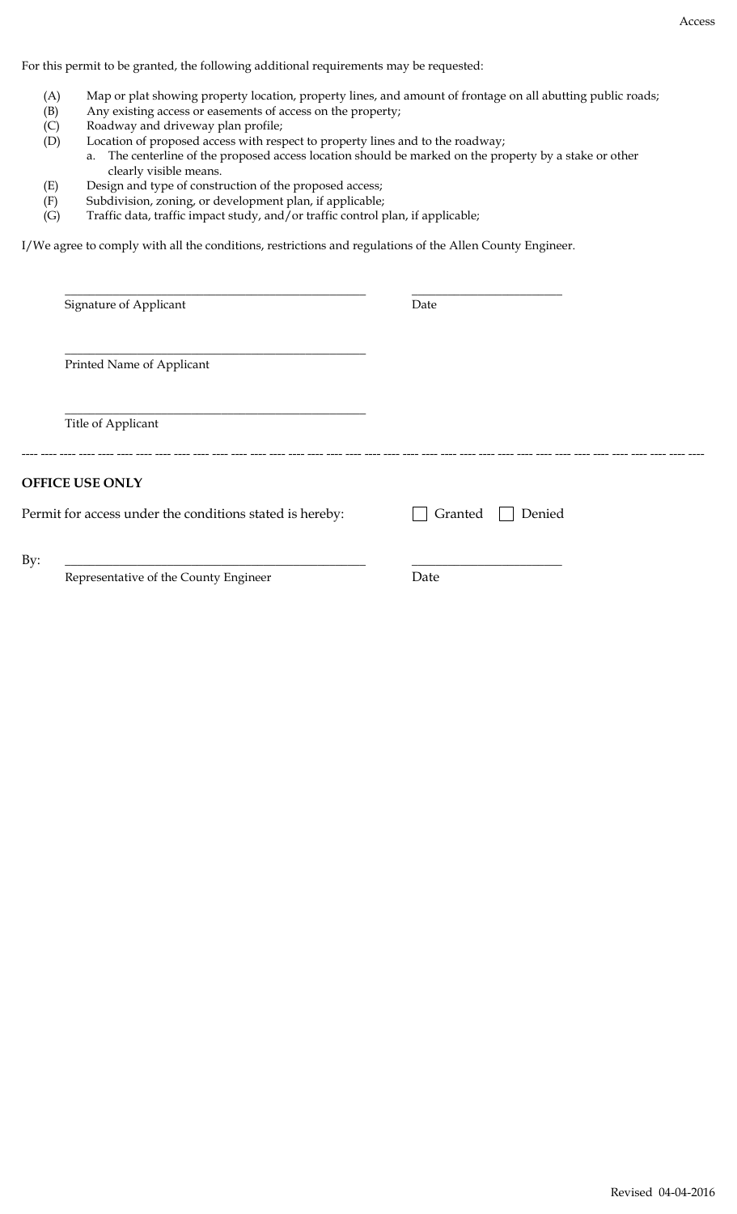For this permit to be granted, the following additional requirements may be requested:

- (A) Map or plat showing property location, property lines, and amount of frontage on all abutting public roads;
- (B) Any existing access or easements of access on the property;
- (C) Roadway and driveway plan profile;
- (D) Location of proposed access with respect to property lines and to the roadway;
  - a. The centerline of the proposed access location should be marked on the property by a stake or other clearly visible means.
- (E) Design and type of construction of the proposed access;
- (F) Subdivision, zoning, or development plan, if applicable;
- (G) Traffic data, traffic impact study, and/or traffic control plan, if applicable;

I/We agree to comply with all the conditions, restrictions and regulations of the Allen County Engineer.

\_\_\_\_\_\_\_\_\_\_\_\_\_\_\_\_\_\_\_\_\_\_\_\_\_\_\_\_\_\_\_\_\_\_\_\_\_\_\_\_ \_\_\_\_\_\_\_\_\_\_\_\_\_\_\_\_\_\_\_\_

Signature of Applicant Date

\_\_\_\_\_\_\_\_\_\_\_\_\_\_\_\_\_\_\_\_\_\_\_\_\_\_\_\_\_\_\_\_\_\_\_\_\_\_\_\_

Printed Name of Applicant

\_\_\_\_\_\_\_\_\_\_\_\_\_\_\_\_\_\_\_\_\_\_\_\_\_\_\_\_\_\_\_\_\_\_\_\_\_\_\_\_

Title of Applicant

---

**OFFICE USE ONLY**

Permit for access under the conditions stated is hereby: ☐ Granted ☐ Denied

By: \_\_\_\_\_\_\_\_\_\_\_\_\_\_\_\_\_\_\_\_\_\_\_\_\_\_\_\_\_\_\_\_\_\_\_\_\_\_\_\_ \_\_\_\_\_\_\_\_\_\_\_\_\_\_\_\_\_\_\_\_

Representative of the County Engineer Date

Revised 04-04-2016